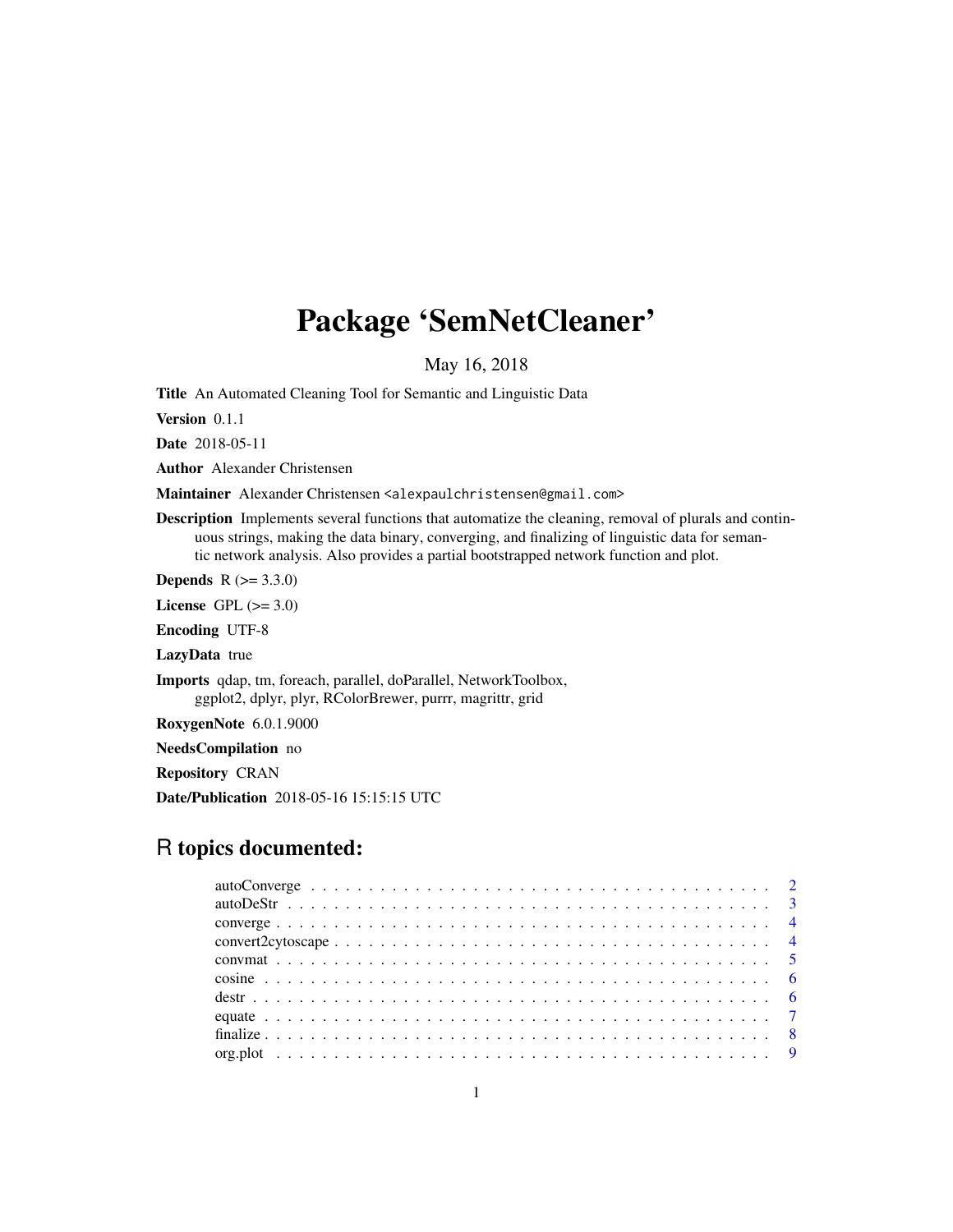# Package 'SemNetCleaner'

May 16, 2018

**Title** An Automated Cleaning Tool for Semantic and Linguistic Data

**Version** 0.1.1

**Date** 2018-05-11

**Author** Alexander Christensen

**Maintainer** Alexander Christensen <alexpaulchristensen@gmail.com>

**Description** Implements several functions that automatize the cleaning, removal of plurals and continuous strings, making the data binary, converging, and finalizing of linguistic data for semantic network analysis. Also provides a partial bootstrapped network function and plot.

**Depends** R (>= 3.3.0)

**License** GPL (>= 3.0)

**Encoding** UTF-8

**LazyData** true

**Imports** qdap, tm, foreach, parallel, doParallel, NetworkToolbox, ggplot2, dplyr, plyr, RColorBrewer, purrr, magrittr, grid

**RoxygenNote** 6.0.1.9000

**NeedsCompilation** no

**Repository** CRAN

**Date/Publication** 2018-05-16 15:15:15 UTC

## R topics documented:

- autoConverge . . . . . . . . . . . . . . . . . . . . . . . . . . . . . . . . . . . . . . . 2
- autoDeStr . . . . . . . . . . . . . . . . . . . . . . . . . . . . . . . . . . . . . . . . 3
- converge . . . . . . . . . . . . . . . . . . . . . . . . . . . . . . . . . . . . . . . . . 4
- convert2cytoscape . . . . . . . . . . . . . . . . . . . . . . . . . . . . . . . . . . . . 4
- convmat . . . . . . . . . . . . . . . . . . . . . . . . . . . . . . . . . . . . . . . . . 5
- cosine . . . . . . . . . . . . . . . . . . . . . . . . . . . . . . . . . . . . . . . . . . 6
- destr . . . . . . . . . . . . . . . . . . . . . . . . . . . . . . . . . . . . . . . . . . . 6
- equate . . . . . . . . . . . . . . . . . . . . . . . . . . . . . . . . . . . . . . . . . . 7
- finalize . . . . . . . . . . . . . . . . . . . . . . . . . . . . . . . . . . . . . . . . . . 8
- org.plot . . . . . . . . . . . . . . . . . . . . . . . . . . . . . . . . . . . . . . . . . 9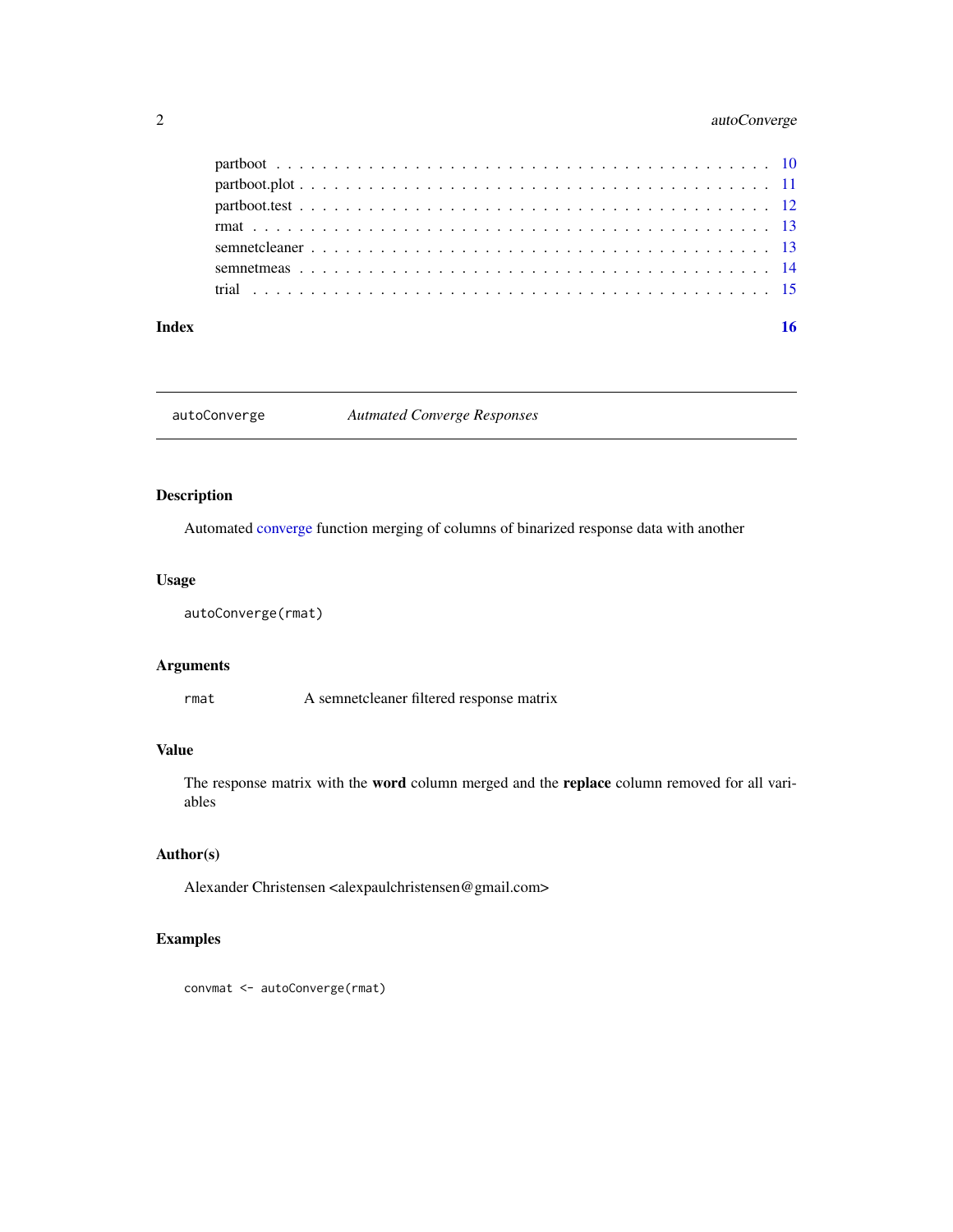| | |
|---|---|
| partboot | 10 |
| partboot.plot | 11 |
| partboot.test | 12 |
| rmat | 13 |
| semnetcleaner | 13 |
| semnetmeas | 14 |
| trial | 15 |

**Index** **16**

---

## autoConverge *Autmated Converge Responses*

---

### Description

Automated converge function merging of columns of binarized response data with another

### Usage

```
autoConverge(rmat)
```

### Arguments

rmat    A semnetcleaner filtered response matrix

### Value

The response matrix with the **word** column merged and the **replace** column removed for all variables

### Author(s)

Alexander Christensen <alexpaulchristensen@gmail.com>

### Examples

```
convmat <- autoConverge(rmat)
```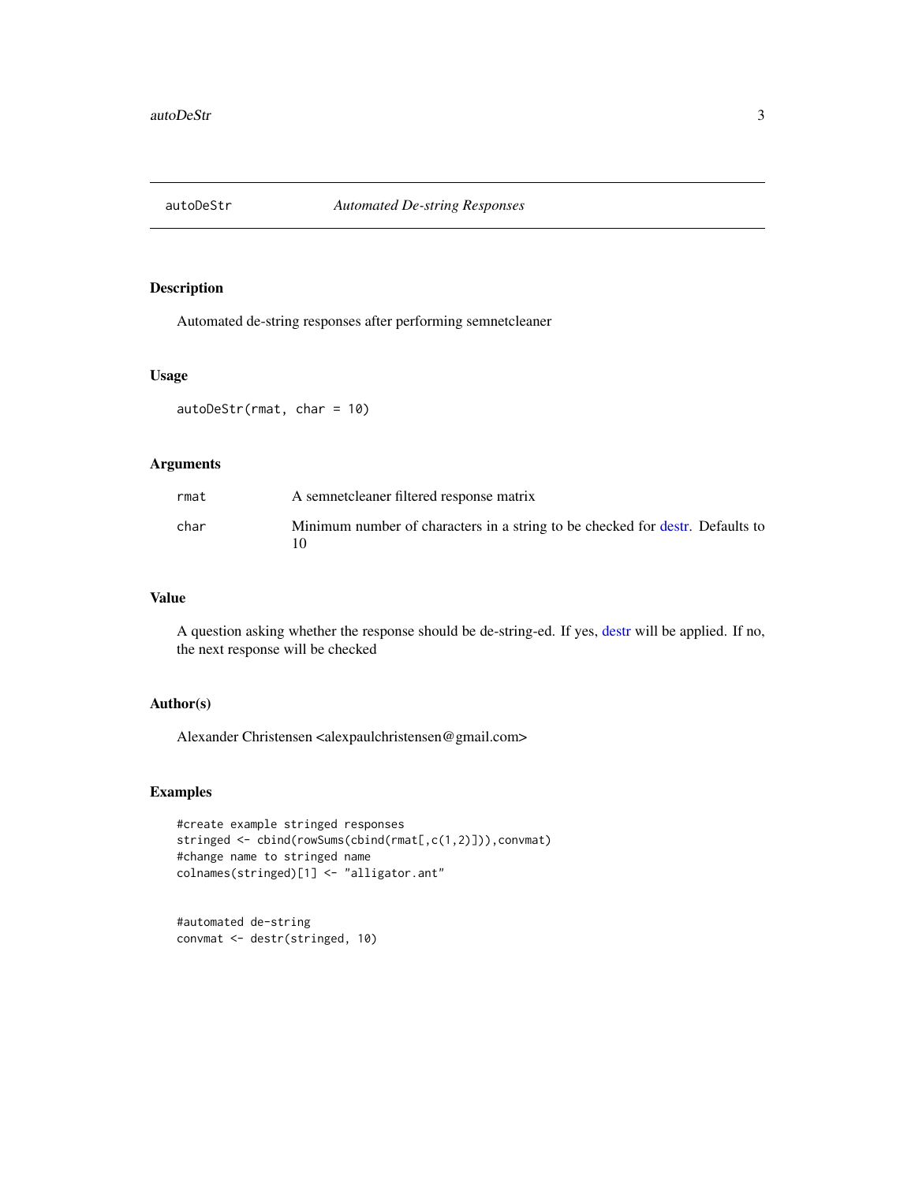## autoDeStr — *Automated De-string Responses*

### Description

Automated de-string responses after performing semnetcleaner

### Usage

```
autoDeStr(rmat, char = 10)
```

### Arguments

| | |
|---|---|
| rmat | A semnetcleaner filtered response matrix |
| char | Minimum number of characters in a string to be checked for destr. Defaults to 10 |

### Value

A question asking whether the response should be de-string-ed. If yes, destr will be applied. If no, the next response will be checked

### Author(s)

Alexander Christensen <alexpaulchristensen@gmail.com>

### Examples

```
#create example stringed responses
stringed <- cbind(rowSums(cbind(rmat[,c(1,2)])),convmat)
#change name to stringed name
colnames(stringed)[1] <- "alligator.ant"


#automated de-string
convmat <- destr(stringed, 10)
```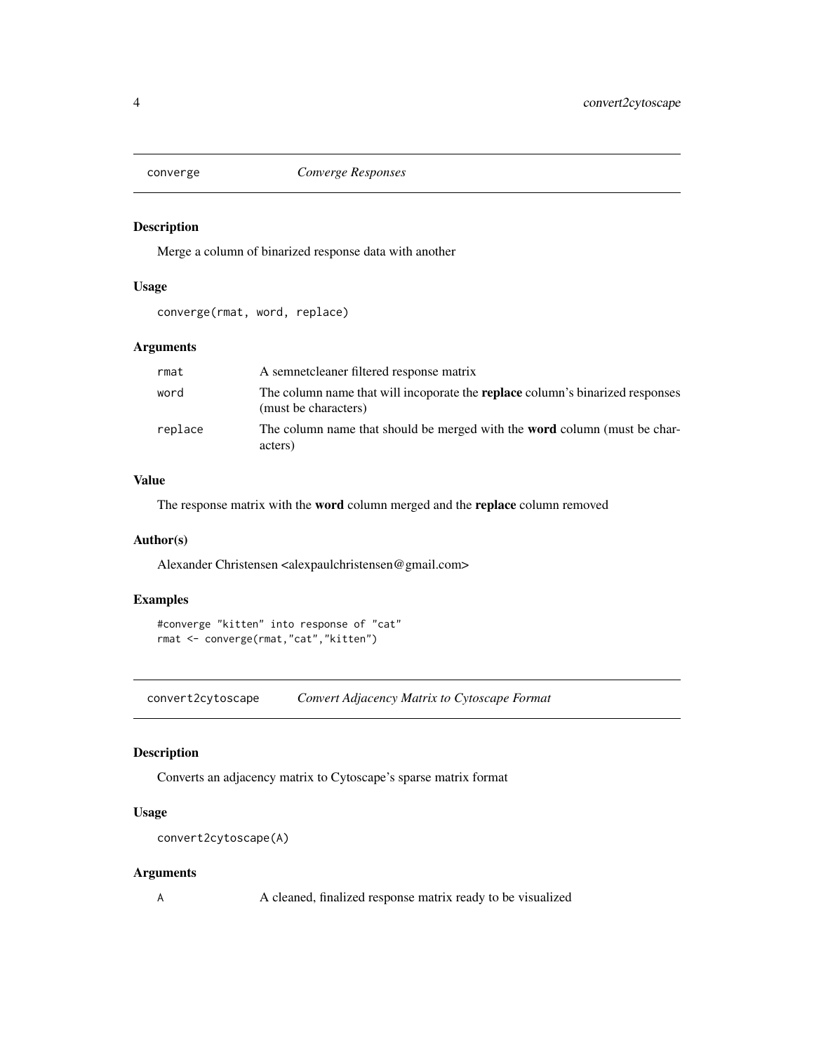## converge *Converge Responses*

### Description

Merge a column of binarized response data with another

### Usage

```
converge(rmat, word, replace)
```

### Arguments

| | |
|---|---|
| rmat | A semnetcleaner filtered response matrix |
| word | The column name that will incoporate the **replace** column's binarized responses (must be characters) |
| replace | The column name that should be merged with the **word** column (must be characters) |

### Value

The response matrix with the **word** column merged and the **replace** column removed

### Author(s)

Alexander Christensen <alexpaulchristensen@gmail.com>

### Examples

```
#converge "kitten" into response of "cat"
rmat <- converge(rmat,"cat","kitten")
```

## convert2cytoscape *Convert Adjacency Matrix to Cytoscape Format*

### Description

Converts an adjacency matrix to Cytoscape's sparse matrix format

### Usage

```
convert2cytoscape(A)
```

### Arguments

| | |
|---|---|
| A | A cleaned, finalized response matrix ready to be visualized |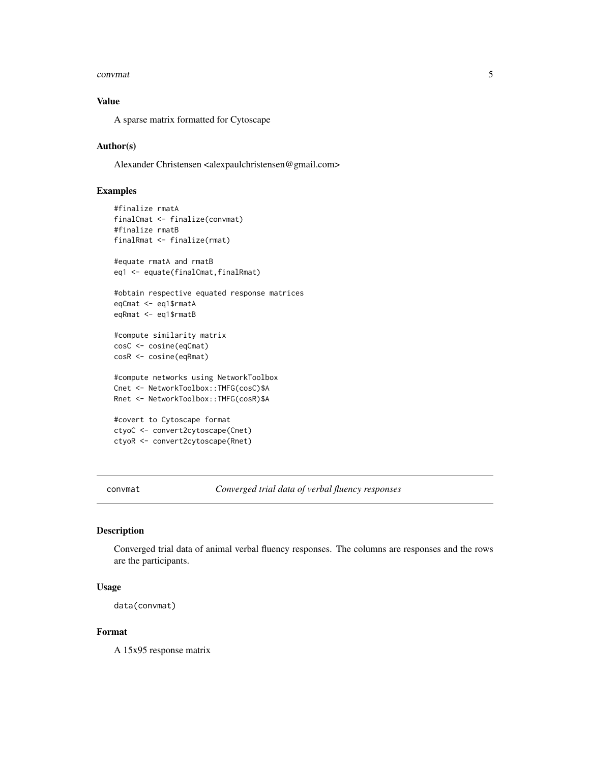## Value

A sparse matrix formatted for Cytoscape

## Author(s)

Alexander Christensen <alexpaulchristensen@gmail.com>

## Examples

```
#finalize rmatA
finalCmat <- finalize(convmat)
#finalize rmatB
finalRmat <- finalize(rmat)

#equate rmatA and rmatB
eq1 <- equate(finalCmat,finalRmat)

#obtain respective equated response matrices
eqCmat <- eq1$rmatA
eqRmat <- eq1$rmatB

#compute similarity matrix
cosC <- cosine(eqCmat)
cosR <- cosine(eqRmat)

#compute networks using NetworkToolbox
Cnet <- NetworkToolbox::TMFG(cosC)$A
Rnet <- NetworkToolbox::TMFG(cosR)$A

#covert to Cytoscape format
ctyoC <- convert2cytoscape(Cnet)
ctyoR <- convert2cytoscape(Rnet)
```

---

# convmat *Converged trial data of verbal fluency responses*

## Description

Converged trial data of animal verbal fluency responses. The columns are responses and the rows are the participants.

## Usage

```
data(convmat)
```

## Format

A 15x95 response matrix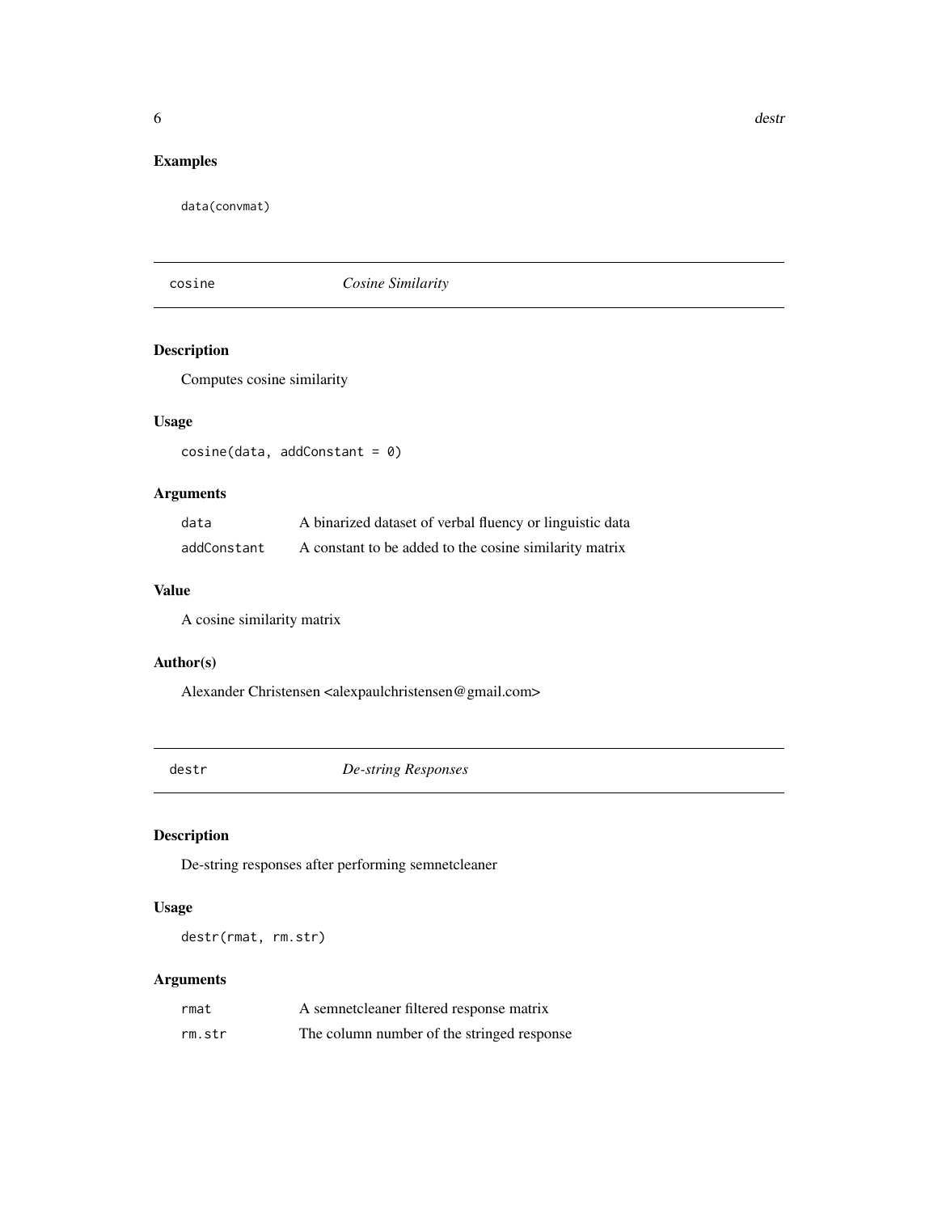## Examples

```
data(convmat)
```

---

## cosine — *Cosine Similarity*

### Description

Computes cosine similarity

### Usage

```
cosine(data, addConstant = 0)
```

### Arguments

| | |
|---|---|
| data | A binarized dataset of verbal fluency or linguistic data |
| addConstant | A constant to be added to the cosine similarity matrix |

### Value

A cosine similarity matrix

### Author(s)

Alexander Christensen <alexpaulchristensen@gmail.com>

---

## destr — *De-string Responses*

### Description

De-string responses after performing semnetcleaner

### Usage

```
destr(rmat, rm.str)
```

### Arguments

| | |
|---|---|
| rmat | A semnetcleaner filtered response matrix |
| rm.str | The column number of the stringed response |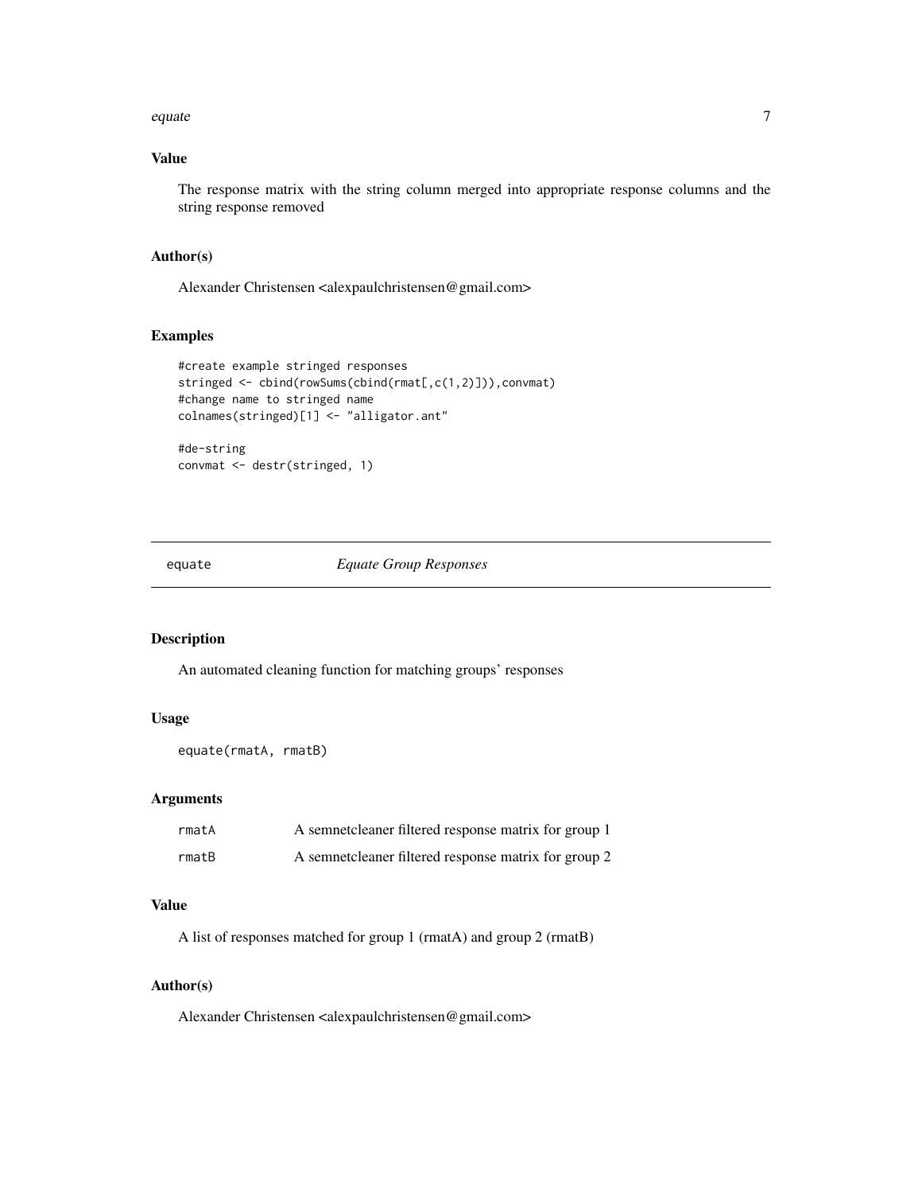### Value

The response matrix with the string column merged into appropriate response columns and the string response removed

### Author(s)

Alexander Christensen <alexpaulchristensen@gmail.com>

### Examples

```
#create example stringed responses
stringed <- cbind(rowSums(cbind(rmat[,c(1,2)])),convmat)
#change name to stringed name
colnames(stringed)[1] <- "alligator.ant"

#de-string
convmat <- destr(stringed, 1)
```

---

## equate — *Equate Group Responses*

---

### Description

An automated cleaning function for matching groups' responses

### Usage

```
equate(rmatA, rmatB)
```

### Arguments

| | |
|---|---|
| rmatA | A semnetcleaner filtered response matrix for group 1 |
| rmatB | A semnetcleaner filtered response matrix for group 2 |

### Value

A list of responses matched for group 1 (rmatA) and group 2 (rmatB)

### Author(s)

Alexander Christensen <alexpaulchristensen@gmail.com>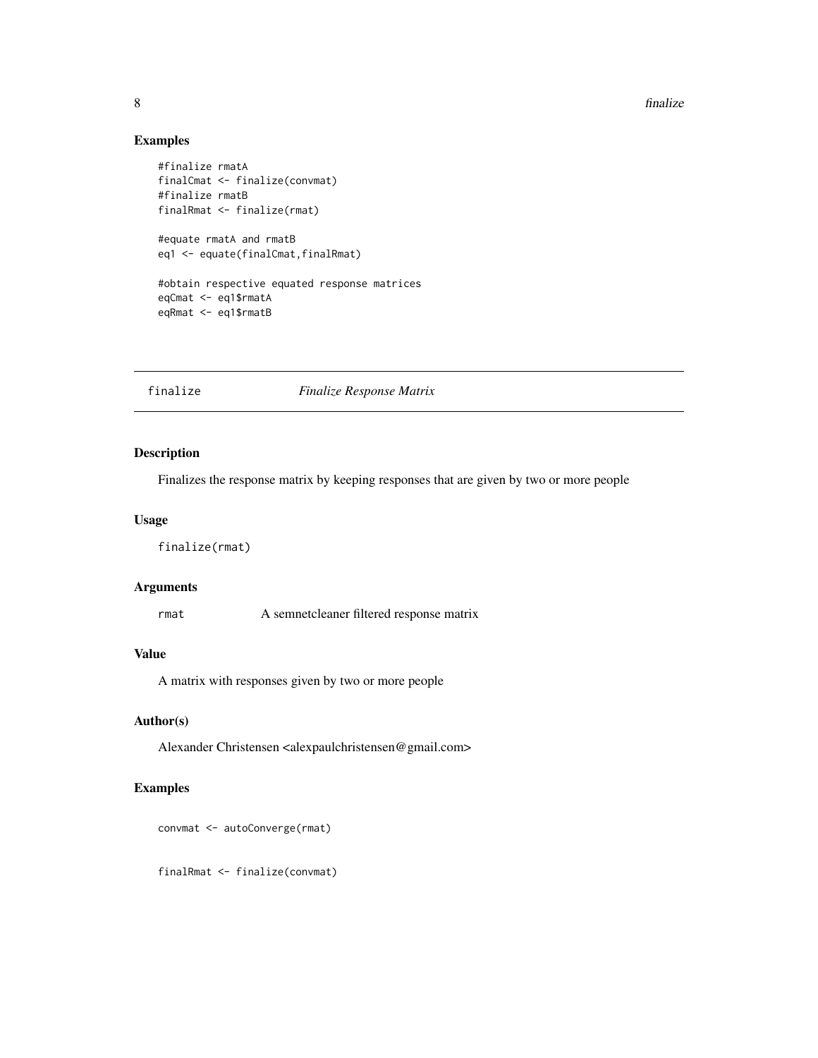## Examples

```
#finalize rmatA
finalCmat <- finalize(convmat)
#finalize rmatB
finalRmat <- finalize(rmat)

#equate rmatA and rmatB
eq1 <- equate(finalCmat,finalRmat)

#obtain respective equated response matrices
eqCmat <- eq1$rmatA
eqRmat <- eq1$rmatB
```

---

# finalize *Finalize Response Matrix*

---

## Description

Finalizes the response matrix by keeping responses that are given by two or more people

## Usage

```
finalize(rmat)
```

## Arguments

| | |
|---|---|
| rmat | A semnetcleaner filtered response matrix |

## Value

A matrix with responses given by two or more people

## Author(s)

Alexander Christensen <alexpaulchristensen@gmail.com>

## Examples

```
convmat <- autoConverge(rmat)

finalRmat <- finalize(convmat)
```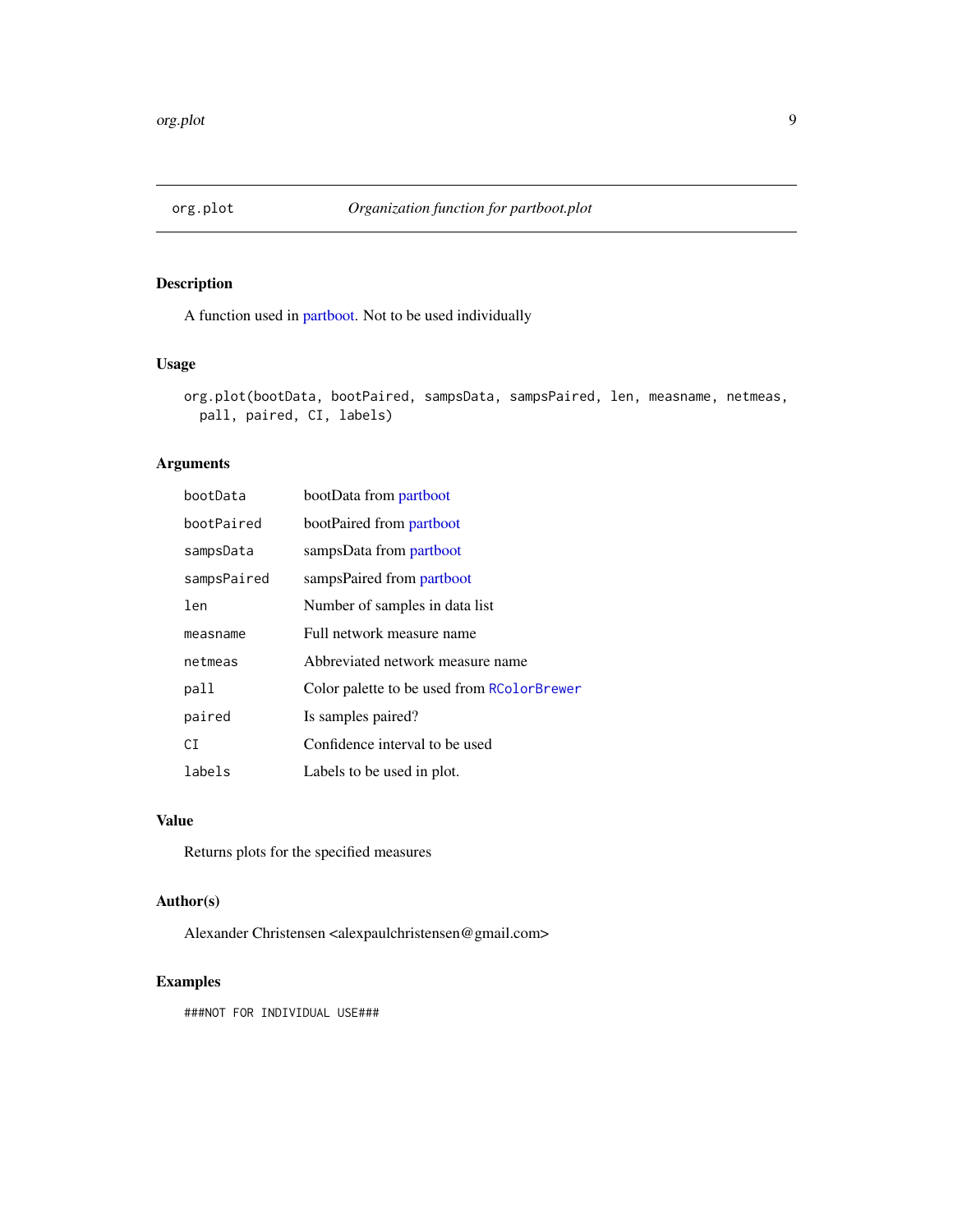## org.plot — *Organization function for partboot.plot*

### Description

A function used in partboot. Not to be used individually

### Usage

```
org.plot(bootData, bootPaired, sampsData, sampsPaired, len, measname, netmeas,
  pall, paired, CI, labels)
```

### Arguments

| | |
|---|---|
| `bootData` | bootData from partboot |
| `bootPaired` | bootPaired from partboot |
| `sampsData` | sampsData from partboot |
| `sampsPaired` | sampsPaired from partboot |
| `len` | Number of samples in data list |
| `measname` | Full network measure name |
| `netmeas` | Abbreviated network measure name |
| `pall` | Color palette to be used from `RColorBrewer` |
| `paired` | Is samples paired? |
| `CI` | Confidence interval to be used |
| `labels` | Labels to be used in plot. |

### Value

Returns plots for the specified measures

### Author(s)

Alexander Christensen <alexpaulchristensen@gmail.com>

### Examples

```
###NOT FOR INDIVIDUAL USE###
```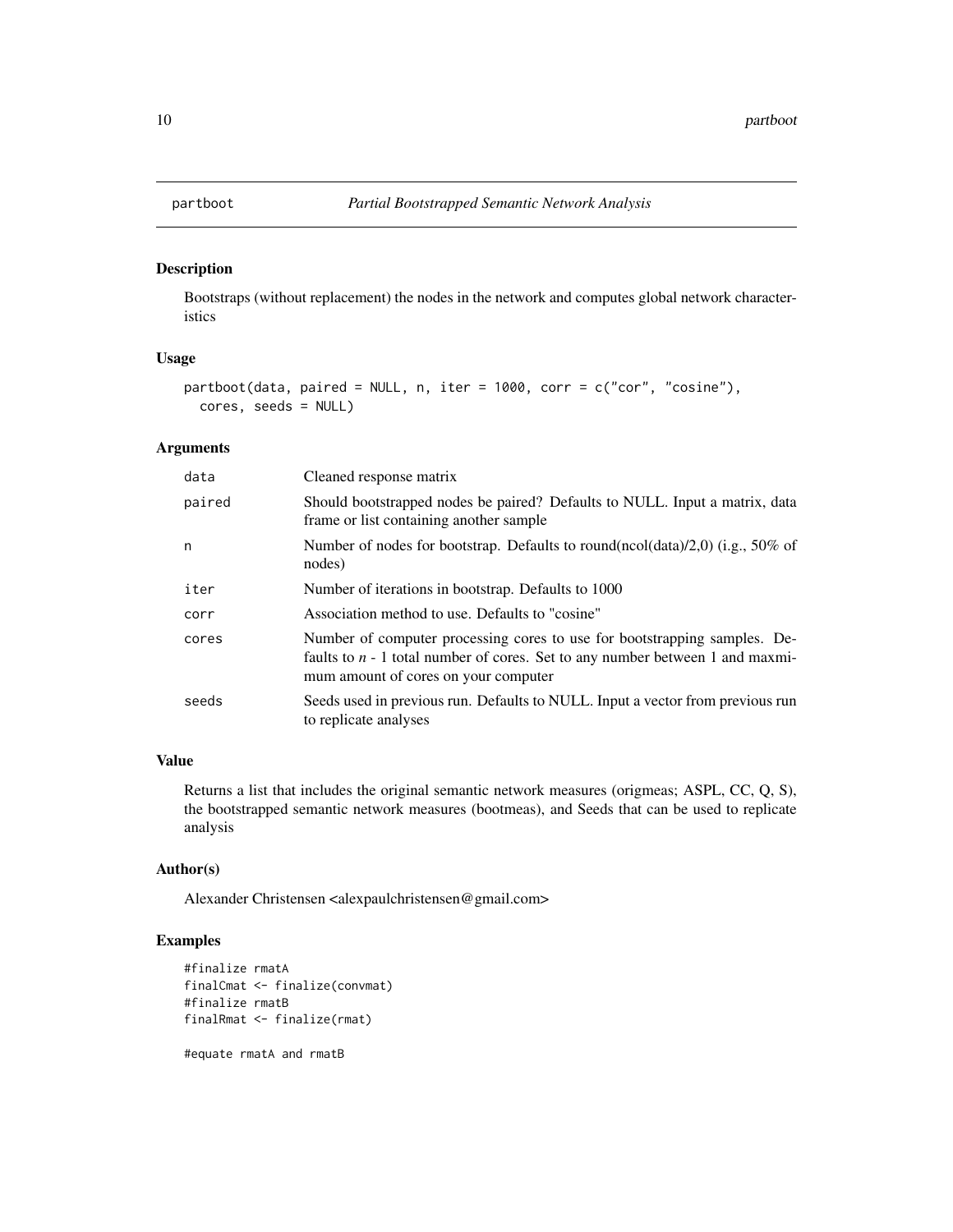## partboot — *Partial Bootstrapped Semantic Network Analysis*

### Description

Bootstraps (without replacement) the nodes in the network and computes global network characteristics

### Usage

```
partboot(data, paired = NULL, n, iter = 1000, corr = c("cor", "cosine"),
  cores, seeds = NULL)
```

### Arguments

| | |
|---|---|
| `data` | Cleaned response matrix |
| `paired` | Should bootstrapped nodes be paired? Defaults to NULL. Input a matrix, data frame or list containing another sample |
| `n` | Number of nodes for bootstrap. Defaults to round(ncol(data)/2,0) (i.e., 50% of nodes) |
| `iter` | Number of iterations in bootstrap. Defaults to 1000 |
| `corr` | Association method to use. Defaults to "cosine" |
| `cores` | Number of computer processing cores to use for bootstrapping samples. Defaults to *n* - 1 total number of cores. Set to any number between 1 and maxmimum amount of cores on your computer |
| `seeds` | Seeds used in previous run. Defaults to NULL. Input a vector from previous run to replicate analyses |

### Value

Returns a list that includes the original semantic network measures (origmeas; ASPL, CC, Q, S), the bootstrapped semantic network measures (bootmeas), and Seeds that can be used to replicate analysis

### Author(s)

Alexander Christensen <alexpaulchristensen@gmail.com>

### Examples

```
#finalize rmatA
finalCmat <- finalize(convmat)
#finalize rmatB
finalRmat <- finalize(rmat)

#equate rmatA and rmatB
```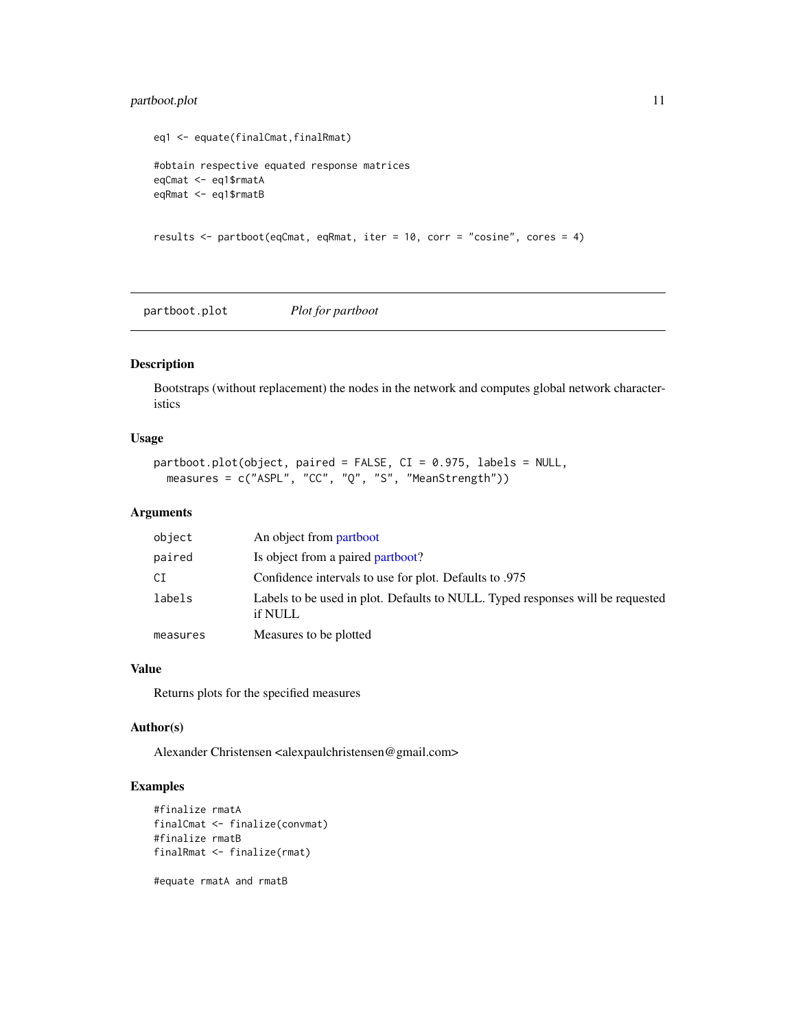```
eq1 <- equate(finalCmat,finalRmat)

#obtain respective equated response matrices
eqCmat <- eq1$rmatA
eqRmat <- eq1$rmatB


results <- partboot(eqCmat, eqRmat, iter = 10, corr = "cosine", cores = 4)
```

---

`partboot.plot` *Plot for partboot*

---

## Description

Bootstraps (without replacement) the nodes in the network and computes global network characteristics

## Usage

```
partboot.plot(object, paired = FALSE, CI = 0.975, labels = NULL,
  measures = c("ASPL", "CC", "Q", "S", "MeanStrength"))
```

## Arguments

| | |
|---|---|
| `object` | An object from partboot |
| `paired` | Is object from a paired partboot? |
| `CI` | Confidence intervals to use for plot. Defaults to .975 |
| `labels` | Labels to be used in plot. Defaults to NULL. Typed responses will be requested if NULL |
| `measures` | Measures to be plotted |

## Value

Returns plots for the specified measures

## Author(s)

Alexander Christensen <alexpaulchristensen@gmail.com>

## Examples

```
#finalize rmatA
finalCmat <- finalize(convmat)
#finalize rmatB
finalRmat <- finalize(rmat)

#equate rmatA and rmatB
```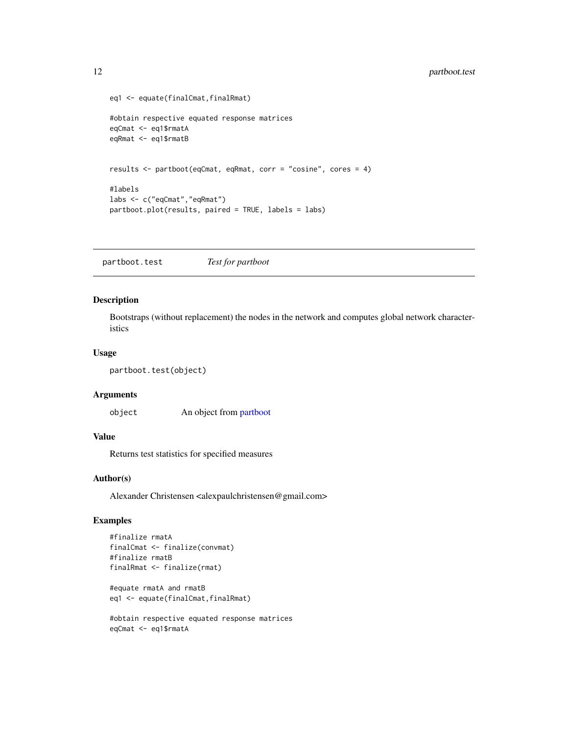```
eq1 <- equate(finalCmat,finalRmat)

#obtain respective equated response matrices
eqCmat <- eq1$rmatA
eqRmat <- eq1$rmatB


results <- partboot(eqCmat, eqRmat, corr = "cosine", cores = 4)

#labels
labs <- c("eqCmat","eqRmat")
partboot.plot(results, paired = TRUE, labels = labs)
```

---

## partboot.test &emsp; *Test for partboot*

### Description

Bootstraps (without replacement) the nodes in the network and computes global network characteristics

### Usage

```
partboot.test(object)
```

### Arguments

| | |
|---|---|
| `object` | An object from partboot |

### Value

Returns test statistics for specified measures

### Author(s)

Alexander Christensen <alexpaulchristensen@gmail.com>

### Examples

```
#finalize rmatA
finalCmat <- finalize(convmat)
#finalize rmatB
finalRmat <- finalize(rmat)

#equate rmatA and rmatB
eq1 <- equate(finalCmat,finalRmat)

#obtain respective equated response matrices
eqCmat <- eq1$rmatA
```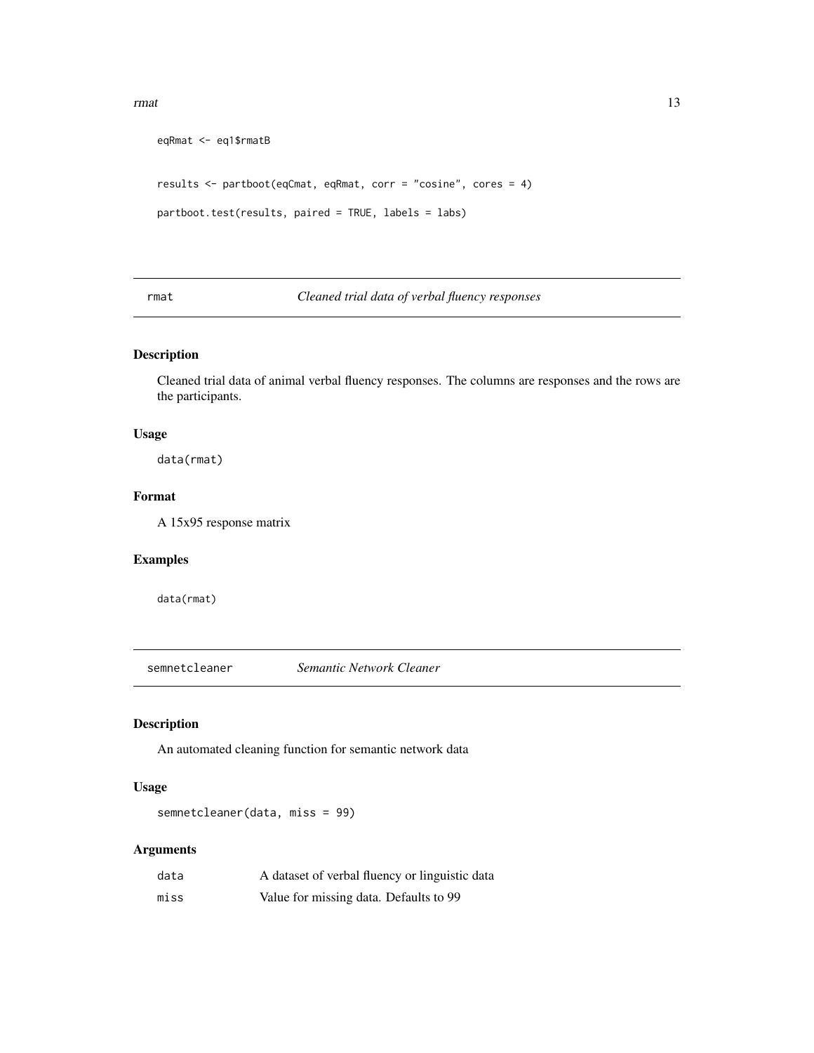```
eqRmat <- eq1$rmatB

results <- partboot(eqCmat, eqRmat, corr = "cosine", cores = 4)

partboot.test(results, paired = TRUE, labels = labs)
```

## rmat — *Cleaned trial data of verbal fluency responses*

### Description

Cleaned trial data of animal verbal fluency responses. The columns are responses and the rows are the participants.

### Usage

```
data(rmat)
```

### Format

A 15x95 response matrix

### Examples

```
data(rmat)
```

## semnetcleaner — *Semantic Network Cleaner*

### Description

An automated cleaning function for semantic network data

### Usage

```
semnetcleaner(data, miss = 99)
```

### Arguments

| | |
|---|---|
| data | A dataset of verbal fluency or linguistic data |
| miss | Value for missing data. Defaults to 99 |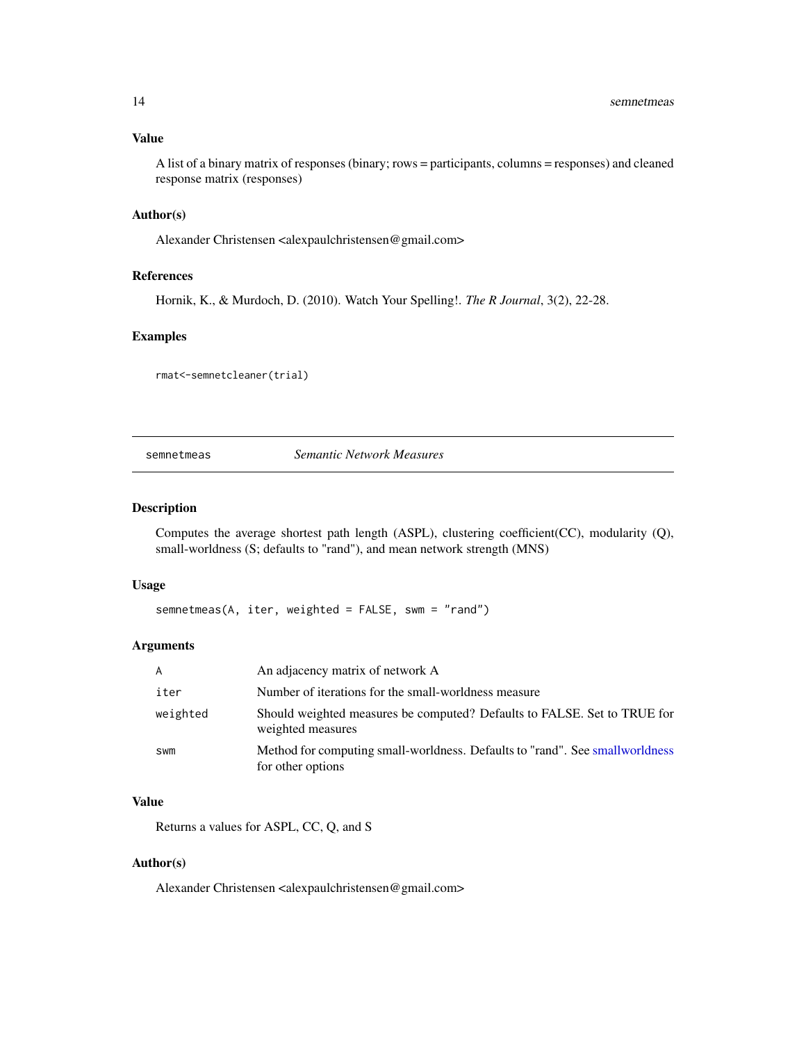## Value

A list of a binary matrix of responses (binary; rows = participants, columns = responses) and cleaned response matrix (responses)

## Author(s)

Alexander Christensen <alexpaulchristensen@gmail.com>

## References

Hornik, K., & Murdoch, D. (2010). Watch Your Spelling!. *The R Journal*, 3(2), 22-28.

## Examples

```
rmat<-semnetcleaner(trial)
```

---

# semnetmeas — *Semantic Network Measures*

## Description

Computes the average shortest path length (ASPL), clustering coefficient(CC), modularity (Q), small-worldness (S; defaults to "rand"), and mean network strength (MNS)

## Usage

```
semnetmeas(A, iter, weighted = FALSE, swm = "rand")
```

## Arguments

| | |
|---|---|
| `A` | An adjacency matrix of network A |
| `iter` | Number of iterations for the small-worldness measure |
| `weighted` | Should weighted measures be computed? Defaults to FALSE. Set to TRUE for weighted measures |
| `swm` | Method for computing small-worldness. Defaults to "rand". See smallworldness for other options |

## Value

Returns a values for ASPL, CC, Q, and S

## Author(s)

Alexander Christensen <alexpaulchristensen@gmail.com>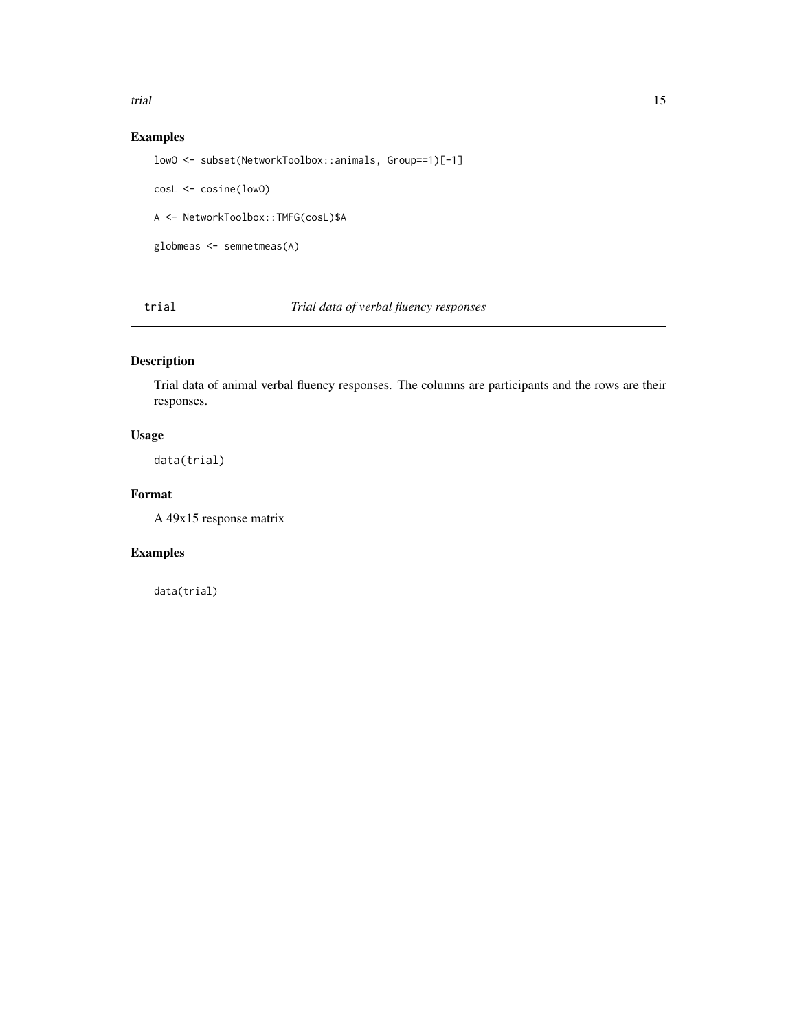## Examples

```
lowO <- subset(NetworkToolbox::animals, Group==1)[-1]

cosL <- cosine(lowO)

A <- NetworkToolbox::TMFG(cosL)$A

globmeas <- semnetmeas(A)
```

---

`trial` *Trial data of verbal fluency responses*

---

## Description

Trial data of animal verbal fluency responses. The columns are participants and the rows are their responses.

## Usage

```
data(trial)
```

## Format

A 49x15 response matrix

## Examples

```
data(trial)
```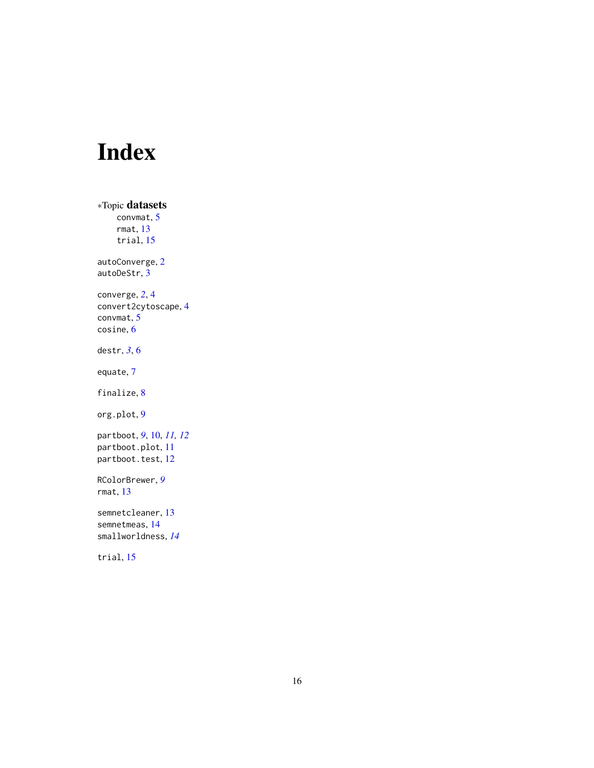# Index

*Topic **datasets**
- convmat, 5
- rmat, 13
- trial, 15

autoConverge, 2
autoDeStr, 3

converge, *2*, 4
convert2cytoscape, 4
convmat, 5
cosine, 6

destr, *3*, 6

equate, 7

finalize, 8

org.plot, 9

partboot, *9*, 10, *11, 12*
partboot.plot, 11
partboot.test, 12

RColorBrewer, *9*
rmat, 13

semnetcleaner, 13
semnetmeas, 14
smallworldness, *14*

trial, 15